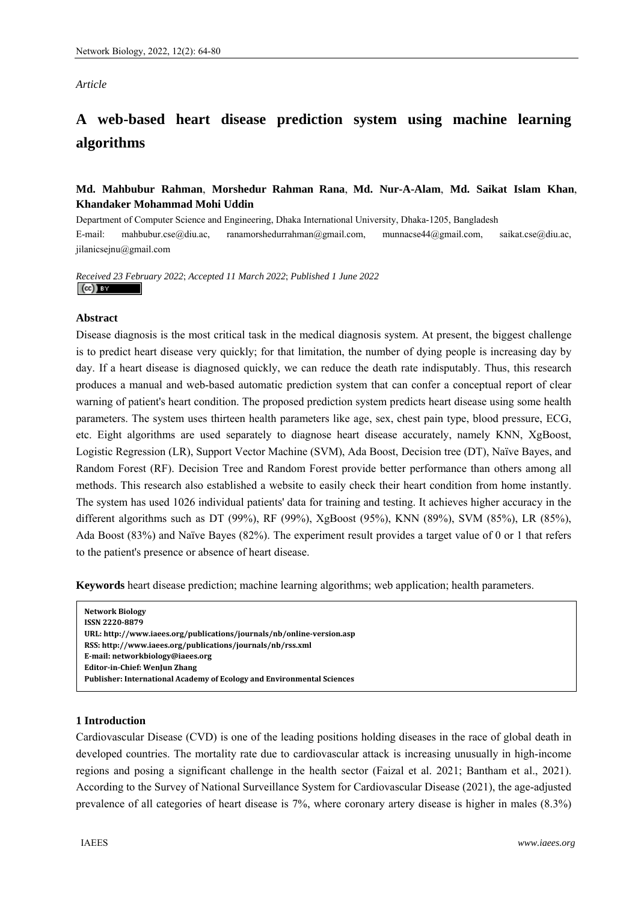*Article*

# A web-based heart disease prediction system using machine learning algorithms

**Md. Mahbubur Rahman**, **Morshedur Rahman Rana**, **Md. Nur-A-Alam**, **Md. Saikat Islam Khan**, **Khandaker Mohammad Mohi Uddin**

Department of Computer Science and Engineering, Dhaka International University, Dhaka-1205, Bangladesh

E-mail: mahbubur.cse@diu.ac, ranamorshedurrahman@gmail.com, munnacse44@gmail.com, saikat.cse@diu.ac, jilanicsejnu@gmail.com

*Received 23 February 2022*; *Accepted 11 March 2022*; *Published 1 June 2022*

### Abstract

Disease diagnosis is the most critical task in the medical diagnosis system. At present, the biggest challenge is to predict heart disease very quickly; for that limitation, the number of dying people is increasing day by day. If a heart disease is diagnosed quickly, we can reduce the death rate indisputably. Thus, this research produces a manual and web-based automatic prediction system that can confer a conceptual report of clear warning of patient's heart condition. The proposed prediction system predicts heart disease using some health parameters. The system uses thirteen health parameters like age, sex, chest pain type, blood pressure, ECG, etc. Eight algorithms are used separately to diagnose heart disease accurately, namely KNN, XgBoost, Logistic Regression (LR), Support Vector Machine (SVM), Ada Boost, Decision tree (DT), Naïve Bayes, and Random Forest (RF). Decision Tree and Random Forest provide better performance than others among all methods. This research also established a website to easily check their heart condition from home instantly. The system has used 1026 individual patients' data for training and testing. It achieves higher accuracy in the different algorithms such as DT (99%), RF (99%), XgBoost (95%), KNN (89%), SVM (85%), LR (85%), Ada Boost (83%) and Naïve Bayes (82%). The experiment result provides a target value of 0 or 1 that refers to the patient's presence or absence of heart disease.

**Keywords** heart disease prediction; machine learning algorithms; web application; health parameters.

**Network Biology**
**ISSN 2220-8879**
**URL: http://www.iaees.org/publications/journals/nb/online-version.asp**
**RSS: http://www.iaees.org/publications/journals/nb/rss.xml**
**E-mail: networkbiology@iaees.org**
**Editor-in-Chief: WenJun Zhang**
**Publisher: International Academy of Ecology and Environmental Sciences**

### 1 Introduction

Cardiovascular Disease (CVD) is one of the leading positions holding diseases in the race of global death in developed countries. The mortality rate due to cardiovascular attack is increasing unusually in high-income regions and posing a significant challenge in the health sector (Faizal et al. 2021; Bantham et al., 2021). According to the Survey of National Surveillance System for Cardiovascular Disease (2021), the age-adjusted prevalence of all categories of heart disease is 7%, where coronary artery disease is higher in males (8.3%)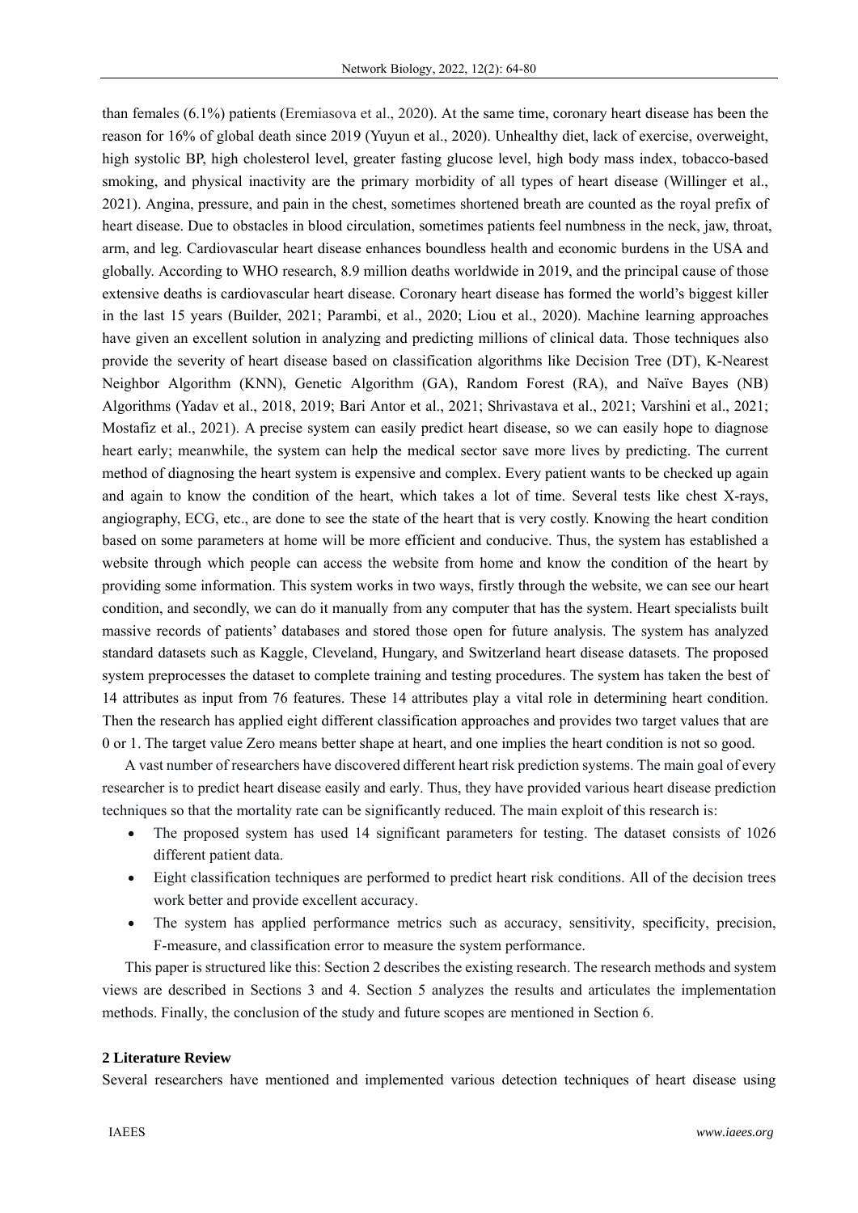than females (6.1%) patients (Eremiasova et al., 2020). At the same time, coronary heart disease has been the reason for 16% of global death since 2019 (Yuyun et al., 2020). Unhealthy diet, lack of exercise, overweight, high systolic BP, high cholesterol level, greater fasting glucose level, high body mass index, tobacco-based smoking, and physical inactivity are the primary morbidity of all types of heart disease (Willinger et al., 2021). Angina, pressure, and pain in the chest, sometimes shortened breath are counted as the royal prefix of heart disease. Due to obstacles in blood circulation, sometimes patients feel numbness in the neck, jaw, throat, arm, and leg. Cardiovascular heart disease enhances boundless health and economic burdens in the USA and globally. According to WHO research, 8.9 million deaths worldwide in 2019, and the principal cause of those extensive deaths is cardiovascular heart disease. Coronary heart disease has formed the world's biggest killer in the last 15 years (Builder, 2021; Parambi, et al., 2020; Liou et al., 2020). Machine learning approaches have given an excellent solution in analyzing and predicting millions of clinical data. Those techniques also provide the severity of heart disease based on classification algorithms like Decision Tree (DT), K-Nearest Neighbor Algorithm (KNN), Genetic Algorithm (GA), Random Forest (RA), and Naïve Bayes (NB) Algorithms (Yadav et al., 2018, 2019; Bari Antor et al., 2021; Shrivastava et al., 2021; Varshini et al., 2021; Mostafiz et al., 2021). A precise system can easily predict heart disease, so we can easily hope to diagnose heart early; meanwhile, the system can help the medical sector save more lives by predicting. The current method of diagnosing the heart system is expensive and complex. Every patient wants to be checked up again and again to know the condition of the heart, which takes a lot of time. Several tests like chest X-rays, angiography, ECG, etc., are done to see the state of the heart that is very costly. Knowing the heart condition based on some parameters at home will be more efficient and conducive. Thus, the system has established a website through which people can access the website from home and know the condition of the heart by providing some information. This system works in two ways, firstly through the website, we can see our heart condition, and secondly, we can do it manually from any computer that has the system. Heart specialists built massive records of patients' databases and stored those open for future analysis. The system has analyzed standard datasets such as Kaggle, Cleveland, Hungary, and Switzerland heart disease datasets. The proposed system preprocesses the dataset to complete training and testing procedures. The system has taken the best of 14 attributes as input from 76 features. These 14 attributes play a vital role in determining heart condition. Then the research has applied eight different classification approaches and provides two target values that are 0 or 1. The target value Zero means better shape at heart, and one implies the heart condition is not so good.

A vast number of researchers have discovered different heart risk prediction systems. The main goal of every researcher is to predict heart disease easily and early. Thus, they have provided various heart disease prediction techniques so that the mortality rate can be significantly reduced. The main exploit of this research is:

- The proposed system has used 14 significant parameters for testing. The dataset consists of 1026 different patient data.
- Eight classification techniques are performed to predict heart risk conditions. All of the decision trees work better and provide excellent accuracy.
- The system has applied performance metrics such as accuracy, sensitivity, specificity, precision, F-measure, and classification error to measure the system performance.

This paper is structured like this: Section 2 describes the existing research. The research methods and system views are described in Sections 3 and 4. Section 5 analyzes the results and articulates the implementation methods. Finally, the conclusion of the study and future scopes are mentioned in Section 6.

## 2 Literature Review

Several researchers have mentioned and implemented various detection techniques of heart disease using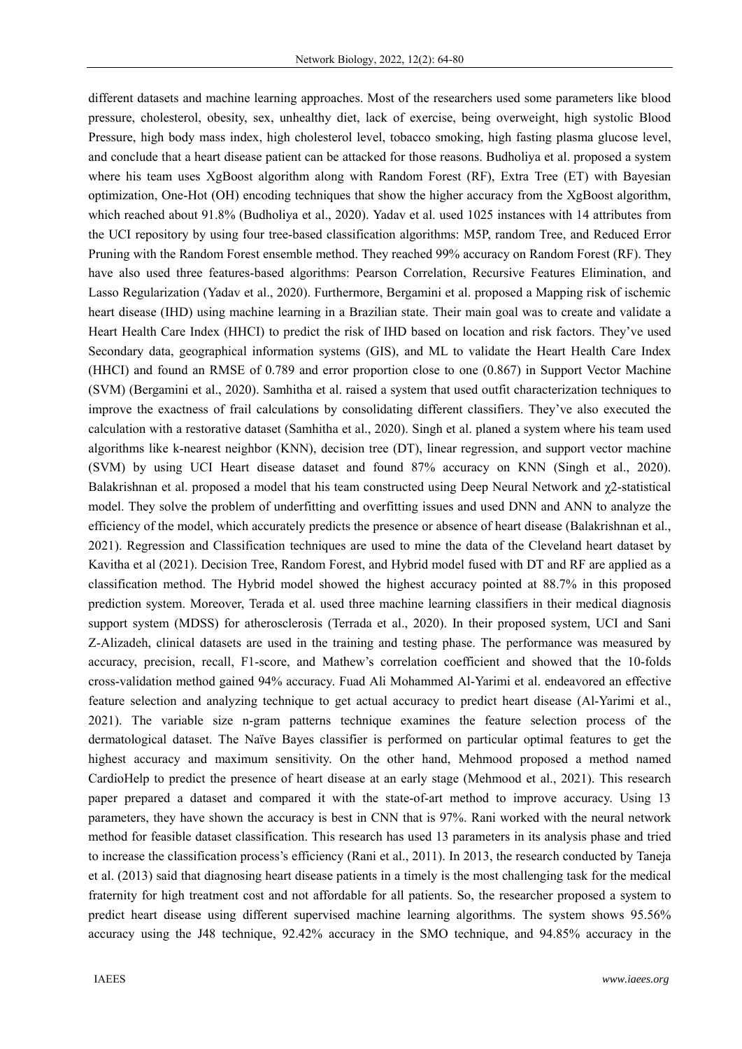different datasets and machine learning approaches. Most of the researchers used some parameters like blood pressure, cholesterol, obesity, sex, unhealthy diet, lack of exercise, being overweight, high systolic Blood Pressure, high body mass index, high cholesterol level, tobacco smoking, high fasting plasma glucose level, and conclude that a heart disease patient can be attacked for those reasons. Budholiya et al. proposed a system where his team uses XgBoost algorithm along with Random Forest (RF), Extra Tree (ET) with Bayesian optimization, One-Hot (OH) encoding techniques that show the higher accuracy from the XgBoost algorithm, which reached about 91.8% (Budholiya et al., 2020). Yadav et al. used 1025 instances with 14 attributes from the UCI repository by using four tree-based classification algorithms: M5P, random Tree, and Reduced Error Pruning with the Random Forest ensemble method. They reached 99% accuracy on Random Forest (RF). They have also used three features-based algorithms: Pearson Correlation, Recursive Features Elimination, and Lasso Regularization (Yadav et al., 2020). Furthermore, Bergamini et al. proposed a Mapping risk of ischemic heart disease (IHD) using machine learning in a Brazilian state. Their main goal was to create and validate a Heart Health Care Index (HHCI) to predict the risk of IHD based on location and risk factors. They've used Secondary data, geographical information systems (GIS), and ML to validate the Heart Health Care Index (HHCI) and found an RMSE of 0.789 and error proportion close to one (0.867) in Support Vector Machine (SVM) (Bergamini et al., 2020). Samhitha et al. raised a system that used outfit characterization techniques to improve the exactness of frail calculations by consolidating different classifiers. They've also executed the calculation with a restorative dataset (Samhitha et al., 2020). Singh et al. planed a system where his team used algorithms like k-nearest neighbor (KNN), decision tree (DT), linear regression, and support vector machine (SVM) by using UCI Heart disease dataset and found 87% accuracy on KNN (Singh et al., 2020). Balakrishnan et al. proposed a model that his team constructed using Deep Neural Network and $\chi 2$-statistical model. They solve the problem of underfitting and overfitting issues and used DNN and ANN to analyze the efficiency of the model, which accurately predicts the presence or absence of heart disease (Balakrishnan et al., 2021). Regression and Classification techniques are used to mine the data of the Cleveland heart dataset by Kavitha et al (2021). Decision Tree, Random Forest, and Hybrid model fused with DT and RF are applied as a classification method. The Hybrid model showed the highest accuracy pointed at 88.7% in this proposed prediction system. Moreover, Terada et al. used three machine learning classifiers in their medical diagnosis support system (MDSS) for atherosclerosis (Terrada et al., 2020). In their proposed system, UCI and Sani Z-Alizadeh, clinical datasets are used in the training and testing phase. The performance was measured by accuracy, precision, recall, F1-score, and Mathew's correlation coefficient and showed that the 10-folds cross-validation method gained 94% accuracy. Fuad Ali Mohammed Al-Yarimi et al. endeavored an effective feature selection and analyzing technique to get actual accuracy to predict heart disease (Al-Yarimi et al., 2021). The variable size n-gram patterns technique examines the feature selection process of the dermatological dataset. The Naïve Bayes classifier is performed on particular optimal features to get the highest accuracy and maximum sensitivity. On the other hand, Mehmood proposed a method named CardioHelp to predict the presence of heart disease at an early stage (Mehmood et al., 2021). This research paper prepared a dataset and compared it with the state-of-art method to improve accuracy. Using 13 parameters, they have shown the accuracy is best in CNN that is 97%. Rani worked with the neural network method for feasible dataset classification. This research has used 13 parameters in its analysis phase and tried to increase the classification process's efficiency (Rani et al., 2011). In 2013, the research conducted by Taneja et al. (2013) said that diagnosing heart disease patients in a timely is the most challenging task for the medical fraternity for high treatment cost and not affordable for all patients. So, the researcher proposed a system to predict heart disease using different supervised machine learning algorithms. The system shows 95.56% accuracy using the J48 technique, 92.42% accuracy in the SMO technique, and 94.85% accuracy in the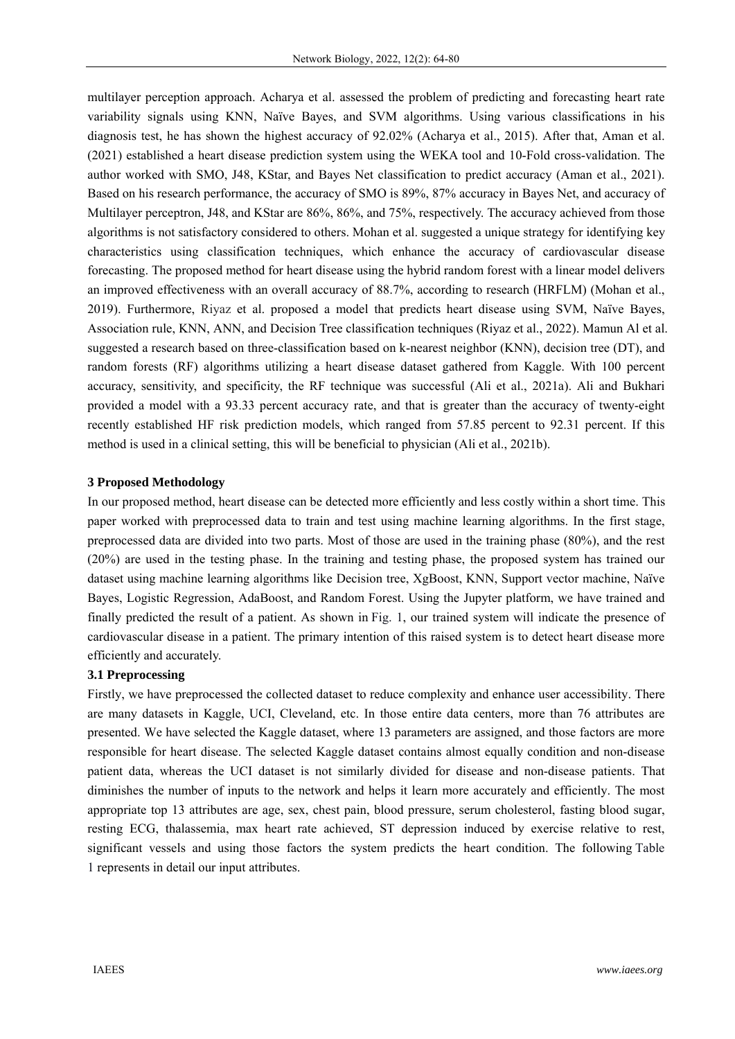multilayer perception approach. Acharya et al. assessed the problem of predicting and forecasting heart rate variability signals using KNN, Naïve Bayes, and SVM algorithms. Using various classifications in his diagnosis test, he has shown the highest accuracy of 92.02% (Acharya et al., 2015). After that, Aman et al. (2021) established a heart disease prediction system using the WEKA tool and 10-Fold cross-validation. The author worked with SMO, J48, KStar, and Bayes Net classification to predict accuracy (Aman et al., 2021). Based on his research performance, the accuracy of SMO is 89%, 87% accuracy in Bayes Net, and accuracy of Multilayer perceptron, J48, and KStar are 86%, 86%, and 75%, respectively. The accuracy achieved from those algorithms is not satisfactory considered to others. Mohan et al. suggested a unique strategy for identifying key characteristics using classification techniques, which enhance the accuracy of cardiovascular disease forecasting. The proposed method for heart disease using the hybrid random forest with a linear model delivers an improved effectiveness with an overall accuracy of 88.7%, according to research (HRFLM) (Mohan et al., 2019). Furthermore, Riyaz et al. proposed a model that predicts heart disease using SVM, Naïve Bayes, Association rule, KNN, ANN, and Decision Tree classification techniques (Riyaz et al., 2022). Mamun Al et al. suggested a research based on three-classification based on k-nearest neighbor (KNN), decision tree (DT), and random forests (RF) algorithms utilizing a heart disease dataset gathered from Kaggle. With 100 percent accuracy, sensitivity, and specificity, the RF technique was successful (Ali et al., 2021a). Ali and Bukhari provided a model with a 93.33 percent accuracy rate, and that is greater than the accuracy of twenty-eight recently established HF risk prediction models, which ranged from 57.85 percent to 92.31 percent. If this method is used in a clinical setting, this will be beneficial to physician (Ali et al., 2021b).

## 3 Proposed Methodology

In our proposed method, heart disease can be detected more efficiently and less costly within a short time. This paper worked with preprocessed data to train and test using machine learning algorithms. In the first stage, preprocessed data are divided into two parts. Most of those are used in the training phase (80%), and the rest (20%) are used in the testing phase. In the training and testing phase, the proposed system has trained our dataset using machine learning algorithms like Decision tree, XgBoost, KNN, Support vector machine, Naïve Bayes, Logistic Regression, AdaBoost, and Random Forest. Using the Jupyter platform, we have trained and finally predicted the result of a patient. As shown in Fig. 1, our trained system will indicate the presence of cardiovascular disease in a patient. The primary intention of this raised system is to detect heart disease more efficiently and accurately.

### 3.1 Preprocessing

Firstly, we have preprocessed the collected dataset to reduce complexity and enhance user accessibility. There are many datasets in Kaggle, UCI, Cleveland, etc. In those entire data centers, more than 76 attributes are presented. We have selected the Kaggle dataset, where 13 parameters are assigned, and those factors are more responsible for heart disease. The selected Kaggle dataset contains almost equally condition and non-disease patient data, whereas the UCI dataset is not similarly divided for disease and non-disease patients. That diminishes the number of inputs to the network and helps it learn more accurately and efficiently. The most appropriate top 13 attributes are age, sex, chest pain, blood pressure, serum cholesterol, fasting blood sugar, resting ECG, thalassemia, max heart rate achieved, ST depression induced by exercise relative to rest, significant vessels and using those factors the system predicts the heart condition. The following Table 1 represents in detail our input attributes.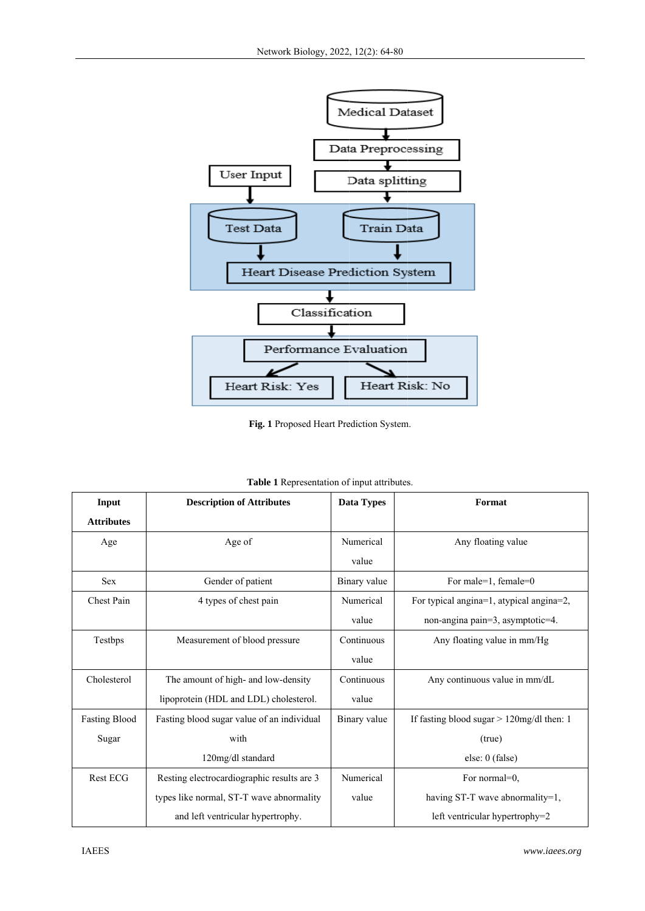Medical Dataset

Data Preprocessing

Data splitting

User Input

Test Data

Train Data

Heart Disease Prediction System

Classification

Performance Evaluation

Heart Risk: Yes

Heart Risk: No

**Fig. 1** Proposed Heart Prediction System.

**Table 1** Representation of input attributes.

| Input Attributes | Description of Attributes | Data Types | Format |
|---|---|---|---|
| Age | Age of | Numerical value | Any floating value |
| Sex | Gender of patient | Binary value | For male=1, female=0 |
| Chest Pain | 4 types of chest pain | Numerical value | For typical angina=1, atypical angina=2, non-angina pain=3, asymptotic=4. |
| Testbps | Measurement of blood pressure | Continuous value | Any floating value in mm/Hg |
| Cholesterol | The amount of high- and low-density lipoprotein (HDL and LDL) cholesterol. | Continuous value | Any continuous value in mm/dL |
| Fasting Blood Sugar | Fasting blood sugar value of an individual with 120mg/dl standard | Binary value | If fasting blood sugar > 120mg/dl then: 1 (true) else: 0 (false) |
| Rest ECG | Resting electrocardiographic results are 3 types like normal, ST-T wave abnormality and left ventricular hypertrophy. | Numerical value | For normal=0, having ST-T wave abnormality=1, left ventricular hypertrophy=2 |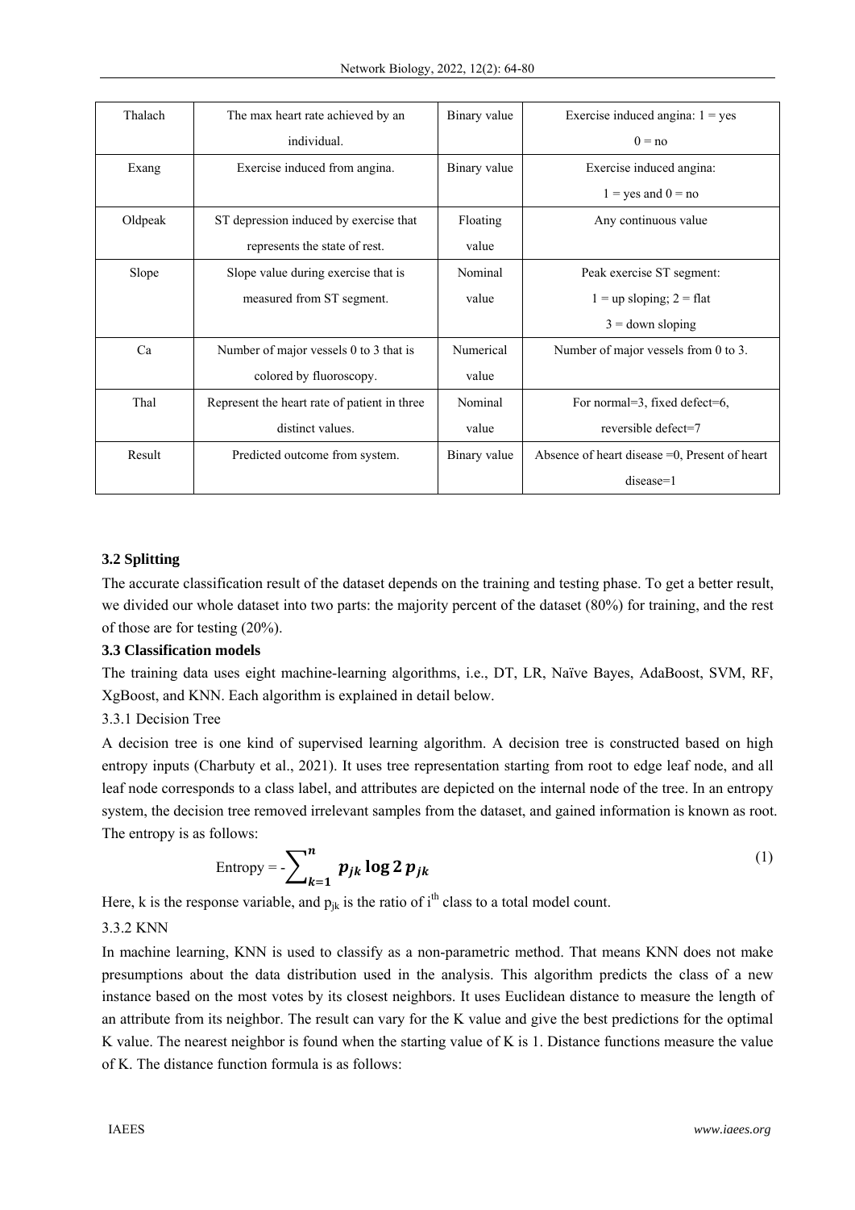| | | | |
|---|---|---|---|
| Thalach | The max heart rate achieved by an individual. | Binary value | Exercise induced angina: 1 = yes 0 = no |
| Exang | Exercise induced from angina. | Binary value | Exercise induced angina: 1 = yes and 0 = no |
| Oldpeak | ST depression induced by exercise that represents the state of rest. | Floating value | Any continuous value |
| Slope | Slope value during exercise that is measured from ST segment. | Nominal value | Peak exercise ST segment: 1 = up sloping; 2 = flat 3 = down sloping |
| Ca | Number of major vessels 0 to 3 that is colored by fluoroscopy. | Numerical value | Number of major vessels from 0 to 3. |
| Thal | Represent the heart rate of patient in three distinct values. | Nominal value | For normal=3, fixed defect=6, reversible defect=7 |
| Result | Predicted outcome from system. | Binary value | Absence of heart disease =0, Present of heart disease=1 |

### 3.2 Splitting

The accurate classification result of the dataset depends on the training and testing phase. To get a better result, we divided our whole dataset into two parts: the majority percent of the dataset (80%) for training, and the rest of those are for testing (20%).

### 3.3 Classification models

The training data uses eight machine-learning algorithms, i.e., DT, LR, Naïve Bayes, AdaBoost, SVM, RF, XgBoost, and KNN. Each algorithm is explained in detail below.

#### 3.3.1 Decision Tree

A decision tree is one kind of supervised learning algorithm. A decision tree is constructed based on high entropy inputs (Charbuty et al., 2021). It uses tree representation starting from root to edge leaf node, and all leaf node corresponds to a class label, and attributes are depicted on the internal node of the tree. In an entropy system, the decision tree removed irrelevant samples from the dataset, and gained information is known as root. The entropy is as follows:

$$\text{Entropy} = -\sum_{k=1}^{n} \boldsymbol{p_{jk}} \log 2\, \boldsymbol{p_{jk}} \tag{1}$$

Here, k is the response variable, and $p_{jk}$ is the ratio of $i^{th}$ class to a total model count.

#### 3.3.2 KNN

In machine learning, KNN is used to classify as a non-parametric method. That means KNN does not make presumptions about the data distribution used in the analysis. This algorithm predicts the class of a new instance based on the most votes by its closest neighbors. It uses Euclidean distance to measure the length of an attribute from its neighbor. The result can vary for the K value and give the best predictions for the optimal K value. The nearest neighbor is found when the starting value of K is 1. Distance functions measure the value of K. The distance function formula is as follows: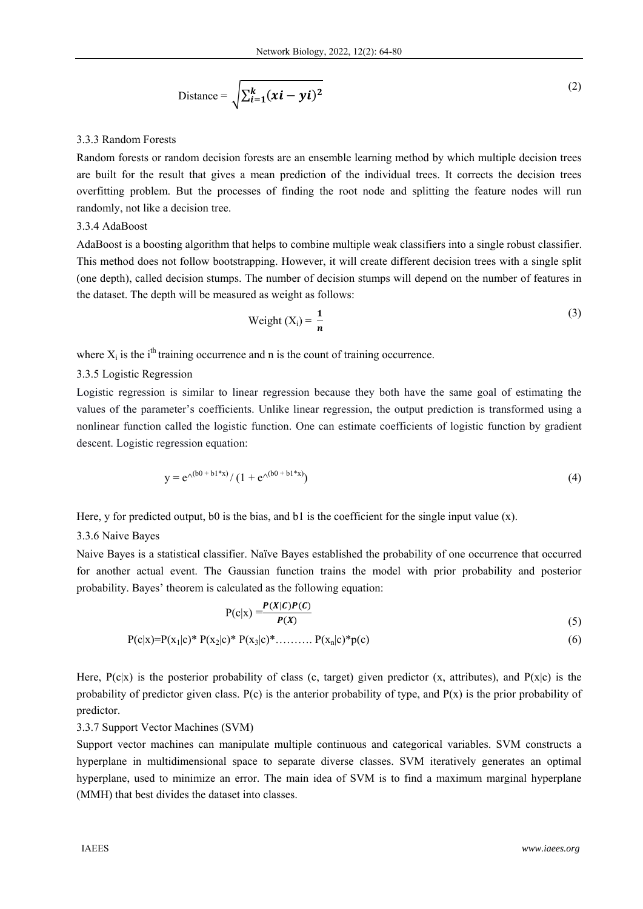$$\text{Distance} = \sqrt{\sum_{i=1}^{k}(xi - yi)^2} \tag{2}$$

### 3.3.3 Random Forests

Random forests or random decision forests are an ensemble learning method by which multiple decision trees are built for the result that gives a mean prediction of the individual trees. It corrects the decision trees overfitting problem. But the processes of finding the root node and splitting the feature nodes will run randomly, not like a decision tree.

### 3.3.4 AdaBoost

AdaBoost is a boosting algorithm that helps to combine multiple weak classifiers into a single robust classifier. This method does not follow bootstrapping. However, it will create different decision trees with a single split (one depth), called decision stumps. The number of decision stumps will depend on the number of features in the dataset. The depth will be measured as weight as follows:

$$\text{Weight }(X_i) = \frac{\mathbf{1}}{\boldsymbol{n}} \tag{3}$$

where $X_i$ is the $i^{th}$ training occurrence and n is the count of training occurrence.

### 3.3.5 Logistic Regression

Logistic regression is similar to linear regression because they both have the same goal of estimating the values of the parameter's coefficients. Unlike linear regression, the output prediction is transformed using a nonlinear function called the logistic function. One can estimate coefficients of logistic function by gradient descent. Logistic regression equation:

$$y = e^{\wedge(b0 + b1*x)} / (1 + e^{\wedge(b0 + b1*x)}) \tag{4}$$

Here, y for predicted output, b0 is the bias, and b1 is the coefficient for the single input value (x).

### 3.3.6 Naive Bayes

Naive Bayes is a statistical classifier. Naïve Bayes established the probability of one occurrence that occurred for another actual event. The Gaussian function trains the model with prior probability and posterior probability. Bayes' theorem is calculated as the following equation:

$$P(c|x) = \frac{\boldsymbol{P(X|C)P(C)}}{\boldsymbol{P(X)}} \tag{5}$$

$$P(c|x)=P(x_1|c)* P(x_2|c)* P(x_3|c)*\ldots\ldots\ldots\ldots P(x_n|c)*p(c) \tag{6}$$

Here, P(c|x) is the posterior probability of class (c, target) given predictor (x, attributes), and P(x|c) is the probability of predictor given class. P(c) is the anterior probability of type, and P(x) is the prior probability of predictor.

### 3.3.7 Support Vector Machines (SVM)

Support vector machines can manipulate multiple continuous and categorical variables. SVM constructs a hyperplane in multidimensional space to separate diverse classes. SVM iteratively generates an optimal hyperplane, used to minimize an error. The main idea of SVM is to find a maximum marginal hyperplane (MMH) that best divides the dataset into classes.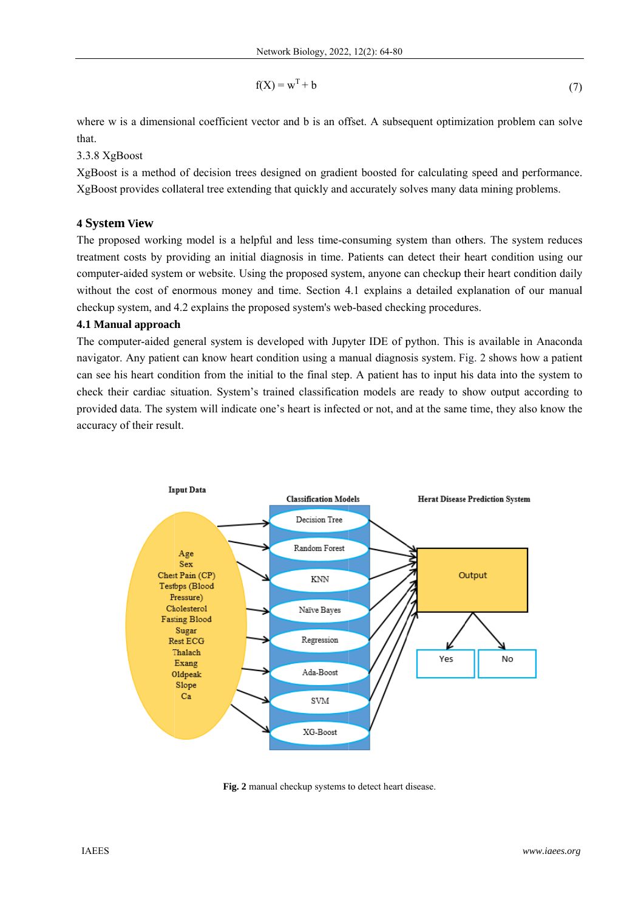$$f(X) = w^T + b \tag{7}$$

where w is a dimensional coefficient vector and b is an offset. A subsequent optimization problem can solve that.

3.3.8 XgBoost

XgBoost is a method of decision trees designed on gradient boosted for calculating speed and performance. XgBoost provides collateral tree extending that quickly and accurately solves many data mining problems.

## 4 System View

The proposed working model is a helpful and less time-consuming system than others. The system reduces treatment costs by providing an initial diagnosis in time. Patients can detect their heart condition using our computer-aided system or website. Using the proposed system, anyone can checkup their heart condition daily without the cost of enormous money and time. Section 4.1 explains a detailed explanation of our manual checkup system, and 4.2 explains the proposed system's web-based checking procedures.

### 4.1 Manual approach

The computer-aided general system is developed with Jupyter IDE of python. This is available in Anaconda navigator. Any patient can know heart condition using a manual diagnosis system. Fig. 2 shows how a patient can see his heart condition from the initial to the final step. A patient has to input his data into the system to check their cardiac situation. System's trained classification models are ready to show output according to provided data. The system will indicate one's heart is infected or not, and at the same time, they also know the accuracy of their result.

Input Data
Age
Sex
Chest Pain (CP)
Testbps (Blood Pressure)
Cholesterol
Fasting Blood Sugar
Rest ECG
Thalach
Exang
Oldpeak
Slope
Ca

Classification Models
Decision Tree
Random Forest
KNN
Naïve Bayes
Regression
Ada-Boost
SVM
XG-Boost

Herat Disease Prediction System
Output
Yes
No

**Fig. 2** manual checkup systems to detect heart disease.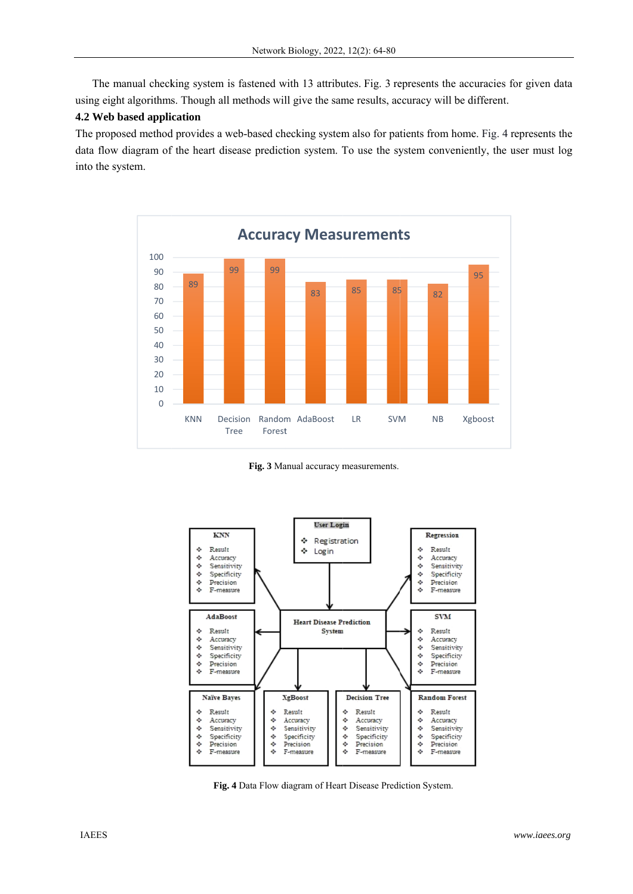The manual checking system is fastened with 13 attributes. Fig. 3 represents the accuracies for given data using eight algorithms. Though all methods will give the same results, accuracy will be different.

### 4.2 Web based application

The proposed method provides a web-based checking system also for patients from home. Fig. 4 represents the data flow diagram of the heart disease prediction system. To use the system conveniently, the user must log into the system.

Accuracy Measurements

100
90
80
70
60
50
40
30
20
10
0

89
99
99
83
85
85
82
95

KNN
Decision Tree
Random Forest
AdaBoost
LR
SVM
NB
Xgboost

**Fig. 3** Manual accuracy measurements.

User Login
- Registration
- Login

Heart Disease Prediction System

KNN
- Result
- Accuracy
- Sensitivity
- Specificity
- Precision
- F-measure

Regression
- Result
- Accuracy
- Sensitivity
- Specificity
- Precision
- F-measure

AdaBoost
- Result
- Accuracy
- Sensitivity
- Specificity
- Precision
- F-measure

SVM
- Result
- Accuracy
- Sensitivity
- Specificity
- Precision
- F-measure

Naïve Bayes
- Result
- Accuracy
- Sensitivity
- Specificity
- Precision
- F-measure

XgBoost
- Result
- Accuracy
- Sensitivity
- Specificity
- Precision
- F-measure

Decision Tree
- Result
- Accuracy
- Sensitivity
- Specificity
- Precision
- F-measure

Random Forest
- Result
- Accuracy
- Sensitivity
- Specificity
- Precision
- F-measure

**Fig. 4** Data Flow diagram of Heart Disease Prediction System.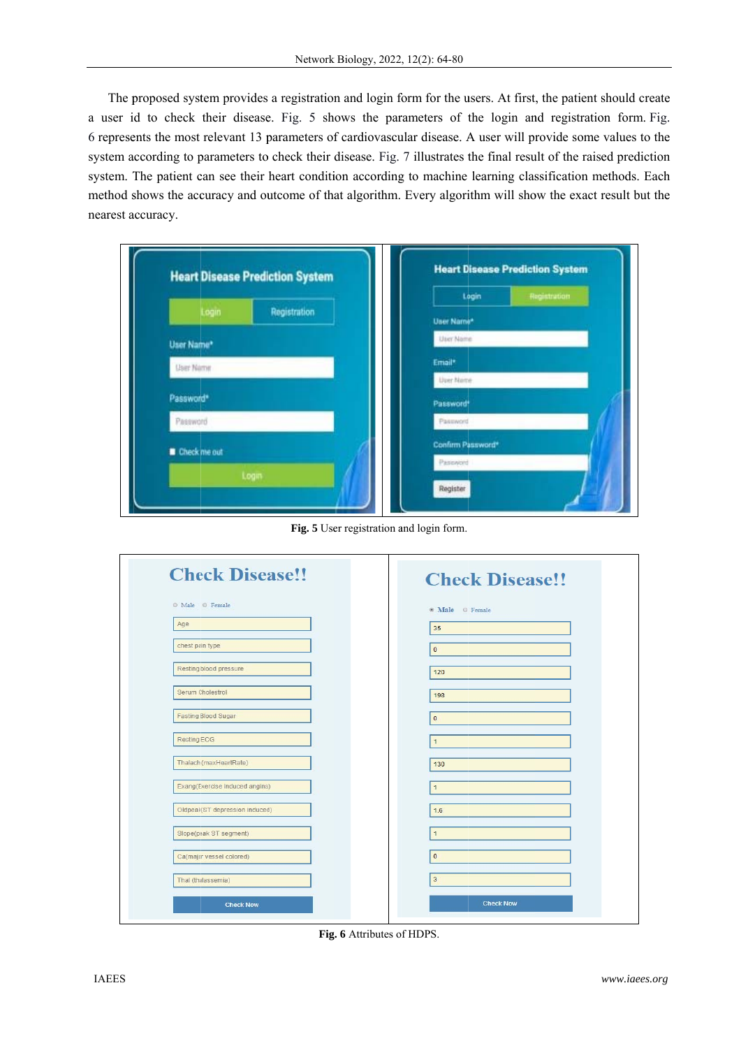The proposed system provides a registration and login form for the users. At first, the patient should create a user id to check their disease. Fig. 5 shows the parameters of the login and registration form. Fig. 6 represents the most relevant 13 parameters of cardiovascular disease. A user will provide some values to the system according to parameters to check their disease. Fig. 7 illustrates the final result of the raised prediction system. The patient can see their heart condition according to machine learning classification methods. Each method shows the accuracy and outcome of that algorithm. Every algorithm will show the exact result but the nearest accuracy.

Heart Disease Prediction System

Login Registration

User Name*

Password*

Check me out

Login

Heart Disease Prediction System

Login Registration

User Name*

Email*

Password*

Confirm Password*

Register

**Fig. 5** User registration and login form.

Check Disease!!

Male Female

Age

chest pain type

Resting blood pressure

Serum Cholestrol

Fasting Blood Sugar

Resting ECG

Thalach (maxHeartRate)

Exang(Exercise induced angina)

Oldpeak(ST depression induced)

Slope(peak ST segment)

Ca(major vessel colored)

Thal (thalassemia)

Check Now

Check Disease!!

Male Female

35

0

120

198

0

1

130

1

1.6

1

0

3

Check Now

**Fig. 6** Attributes of HDPS.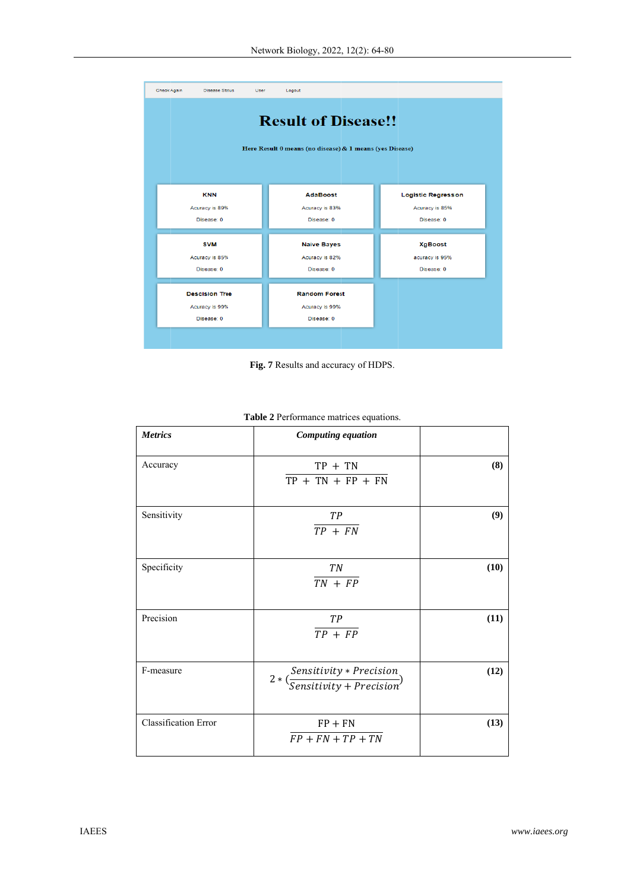Check Again Disease Status User Logout

Result of Disease!!

Here Result 0 means (no disease) & 1 means (yes Disease)

KNN
Acuracy is 89%
Disease: 0

AdaBoost
Acuracy is 83%
Disease: 0

Logistic Regresson
Acuracy is 85%
Disease: 0

SVM
Acuracy is 85%
Disease: 0

Naive Bayes
Acuracy is 82%
Disease: 0

XgBoost
acuracy is 95%
Disease: 0

Descision Tree
Acuracy is 99%
Disease: 0

Random Forest
Acuracy is 99%
Disease: 0

**Fig. 7** Results and accuracy of HDPS.

**Table 2** Performance matrices equations.

| ***Metrics*** | ***Computing equation*** | |
|---|---|---|
| Accuracy | $\frac{TP + TN}{TP + TN + FP + FN}$ | **(8)** |
| Sensitivity | $\frac{TP}{TP + FN}$ | **(9)** |
| Specificity | $\frac{TN}{TN + FP}$ | **(10)** |
| Precision | $\frac{TP}{TP + FP}$ | **(11)** |
| F-measure | $2 * (\frac{Sensitivity * Precision}{Sensitivity + Precision})$ | **(12)** |
| Classification Error | $\frac{FP + FN}{FP + FN + TP + TN}$ | **(13)** |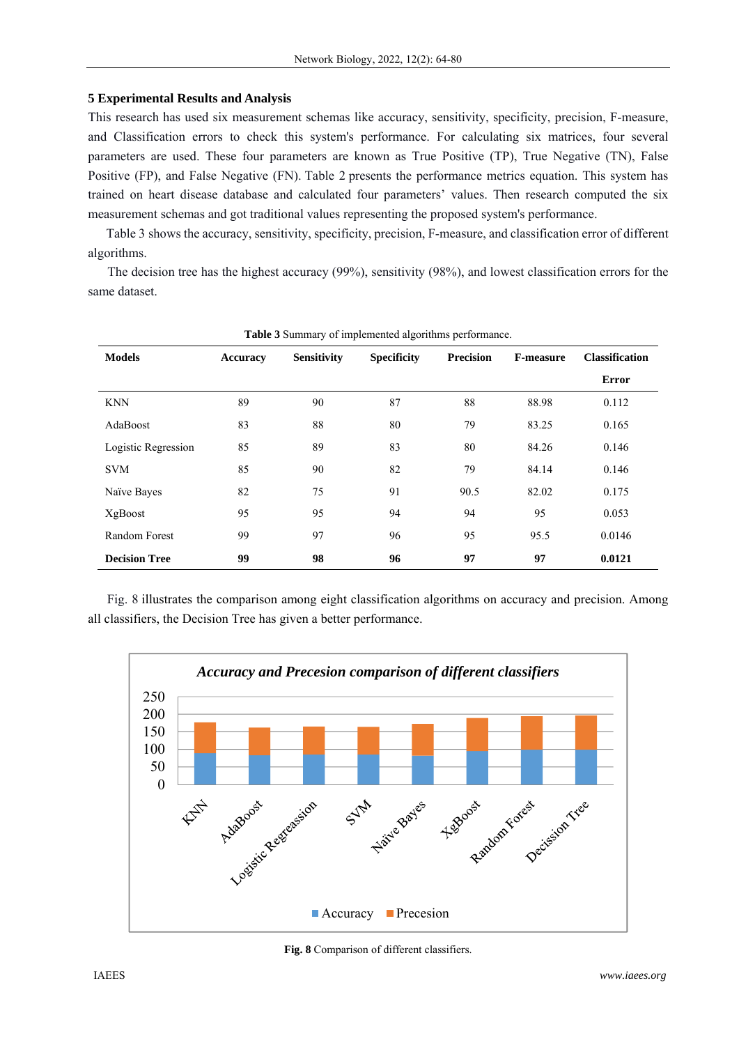## 5 Experimental Results and Analysis

This research has used six measurement schemas like accuracy, sensitivity, specificity, precision, F-measure, and Classification errors to check this system's performance. For calculating six matrices, four several parameters are used. These four parameters are known as True Positive (TP), True Negative (TN), False Positive (FP), and False Negative (FN). Table 2 presents the performance metrics equation. This system has trained on heart disease database and calculated four parameters' values. Then research computed the six measurement schemas and got traditional values representing the proposed system's performance.

Table 3 shows the accuracy, sensitivity, specificity, precision, F-measure, and classification error of different algorithms.

The decision tree has the highest accuracy (99%), sensitivity (98%), and lowest classification errors for the same dataset.

**Table 3** Summary of implemented algorithms performance.

| Models | Accuracy | Sensitivity | Specificity | Precision | F-measure | Classification Error |
|---|---|---|---|---|---|---|
| KNN | 89 | 90 | 87 | 88 | 88.98 | 0.112 |
| AdaBoost | 83 | 88 | 80 | 79 | 83.25 | 0.165 |
| Logistic Regression | 85 | 89 | 83 | 80 | 84.26 | 0.146 |
| SVM | 85 | 90 | 82 | 79 | 84.14 | 0.146 |
| Naïve Bayes | 82 | 75 | 91 | 90.5 | 82.02 | 0.175 |
| XgBoost | 95 | 95 | 94 | 94 | 95 | 0.053 |
| Random Forest | 99 | 97 | 96 | 95 | 95.5 | 0.0146 |
| **Decision Tree** | **99** | **98** | **96** | **97** | **97** | **0.0121** |

Fig. 8 illustrates the comparison among eight classification algorithms on accuracy and precision. Among all classifiers, the Decision Tree has given a better performance.

*Accuracy and Precesion comparison of different classifiers*

250
200
150
100
50
0

KNN
AdaBoost
Logistic Regreassion
SVM
Naïve Bayes
XgBoost
Random Forest
Decission Tree

Accuracy
Precesion

**Fig. 8** Comparison of different classifiers.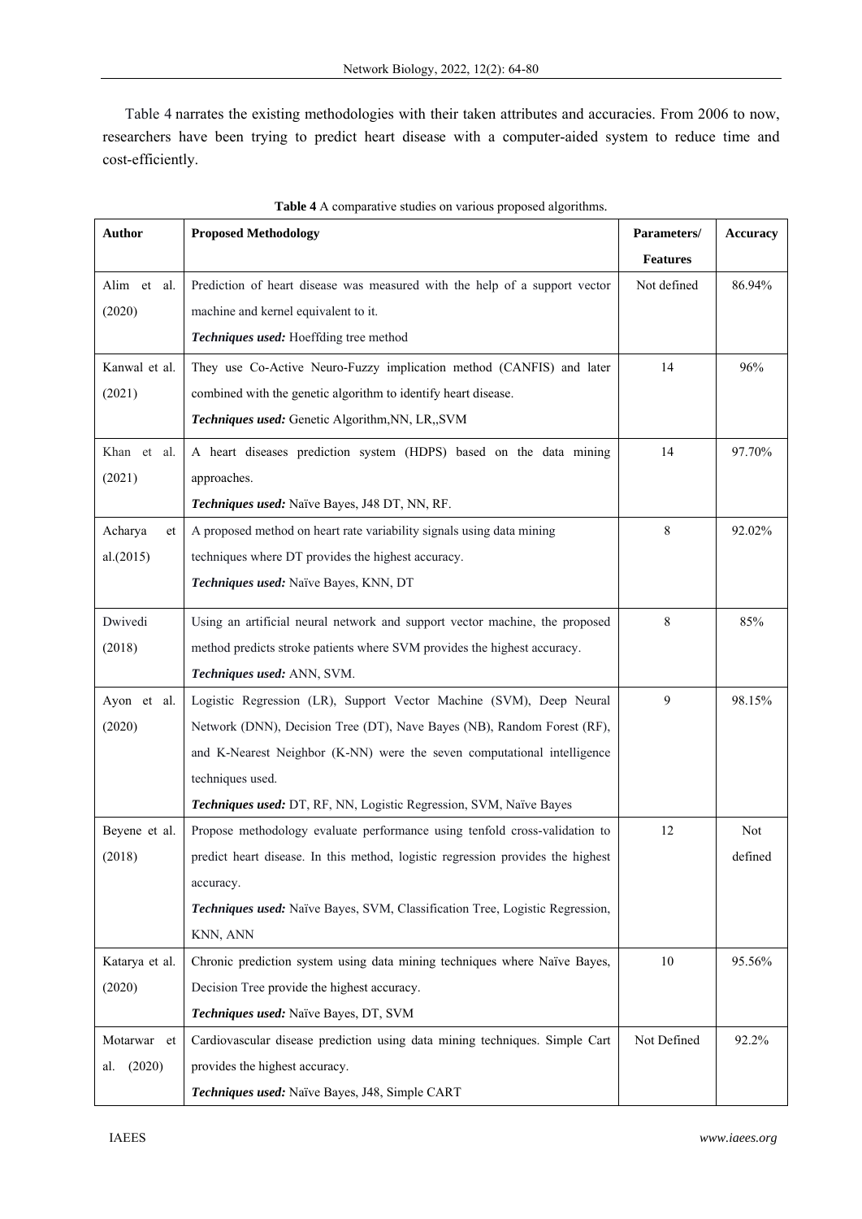Table 4 narrates the existing methodologies with their taken attributes and accuracies. From 2006 to now, researchers have been trying to predict heart disease with a computer-aided system to reduce time and cost-efficiently.

**Table 4** A comparative studies on various proposed algorithms.

| Author | Proposed Methodology | Parameters/ Features | Accuracy |
|---|---|---|---|
| Alim et al. (2020) | Prediction of heart disease was measured with the help of a support vector machine and kernel equivalent to it. ***Techniques used:*** Hoeffding tree method | Not defined | 86.94% |
| Kanwal et al. (2021) | They use Co-Active Neuro-Fuzzy implication method (CANFIS) and later combined with the genetic algorithm to identify heart disease. ***Techniques used:*** Genetic Algorithm,NN, LR,,SVM | 14 | 96% |
| Khan et al. (2021) | A heart diseases prediction system (HDPS) based on the data mining approaches. ***Techniques used:*** Naïve Bayes, J48 DT, NN, RF. | 14 | 97.70% |
| Acharya et al.(2015) | A proposed method on heart rate variability signals using data mining techniques where DT provides the highest accuracy. ***Techniques used:*** Naïve Bayes, KNN, DT | 8 | 92.02% |
| Dwivedi (2018) | Using an artificial neural network and support vector machine, the proposed method predicts stroke patients where SVM provides the highest accuracy. ***Techniques used:*** ANN, SVM. | 8 | 85% |
| Ayon et al. (2020) | Logistic Regression (LR), Support Vector Machine (SVM), Deep Neural Network (DNN), Decision Tree (DT), Nave Bayes (NB), Random Forest (RF), and K-Nearest Neighbor (K-NN) were the seven computational intelligence techniques used. ***Techniques used:*** DT, RF, NN, Logistic Regression, SVM, Naïve Bayes | 9 | 98.15% |
| Beyene et al. (2018) | Propose methodology evaluate performance using tenfold cross-validation to predict heart disease. In this method, logistic regression provides the highest accuracy. ***Techniques used:*** Naïve Bayes, SVM, Classification Tree, Logistic Regression, KNN, ANN | 12 | Not defined |
| Katarya et al. (2020) | Chronic prediction system using data mining techniques where Naïve Bayes, Decision Tree provide the highest accuracy. ***Techniques used:*** Naïve Bayes, DT, SVM | 10 | 95.56% |
| Motarwar et al. (2020) | Cardiovascular disease prediction using data mining techniques. Simple Cart provides the highest accuracy. ***Techniques used:*** Naïve Bayes, J48, Simple CART | Not Defined | 92.2% |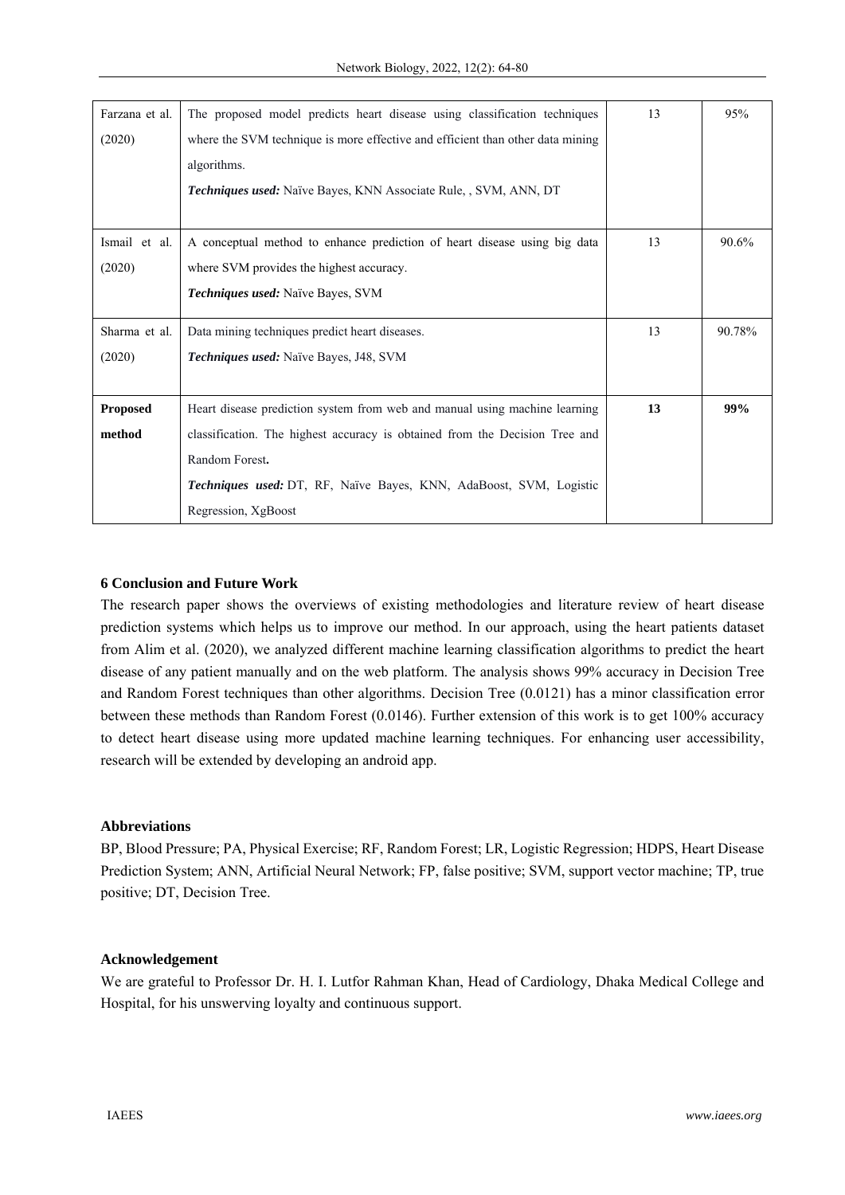| | | | |
|---|---|---|---|
| Farzana et al. (2020) | The proposed model predicts heart disease using classification techniques where the SVM technique is more effective and efficient than other data mining algorithms.<br>***Techniques used:*** Naïve Bayes, KNN Associate Rule, , SVM, ANN, DT | 13 | 95% |
| Ismail et al. (2020) | A conceptual method to enhance prediction of heart disease using big data where SVM provides the highest accuracy.<br>***Techniques used:*** Naïve Bayes, SVM | 13 | 90.6% |
| Sharma et al. (2020) | Data mining techniques predict heart diseases.<br>***Techniques used:*** Naïve Bayes, J48, SVM | 13 | 90.78% |
| **Proposed method** | Heart disease prediction system from web and manual using machine learning classification. The highest accuracy is obtained from the Decision Tree and Random Forest**.**<br>***Techniques used:*** DT, RF, Naïve Bayes, KNN, AdaBoost, SVM, Logistic Regression, XgBoost | **13** | **99%** |

## 6 Conclusion and Future Work

The research paper shows the overviews of existing methodologies and literature review of heart disease prediction systems which helps us to improve our method. In our approach, using the heart patients dataset from Alim et al. (2020), we analyzed different machine learning classification algorithms to predict the heart disease of any patient manually and on the web platform. The analysis shows 99% accuracy in Decision Tree and Random Forest techniques than other algorithms. Decision Tree (0.0121) has a minor classification error between these methods than Random Forest (0.0146). Further extension of this work is to get 100% accuracy to detect heart disease using more updated machine learning techniques. For enhancing user accessibility, research will be extended by developing an android app.

## Abbreviations

BP, Blood Pressure; PA, Physical Exercise; RF, Random Forest; LR, Logistic Regression; HDPS, Heart Disease Prediction System; ANN, Artificial Neural Network; FP, false positive; SVM, support vector machine; TP, true positive; DT, Decision Tree.

## Acknowledgement

We are grateful to Professor Dr. H. I. Lutfor Rahman Khan, Head of Cardiology, Dhaka Medical College and Hospital, for his unswerving loyalty and continuous support.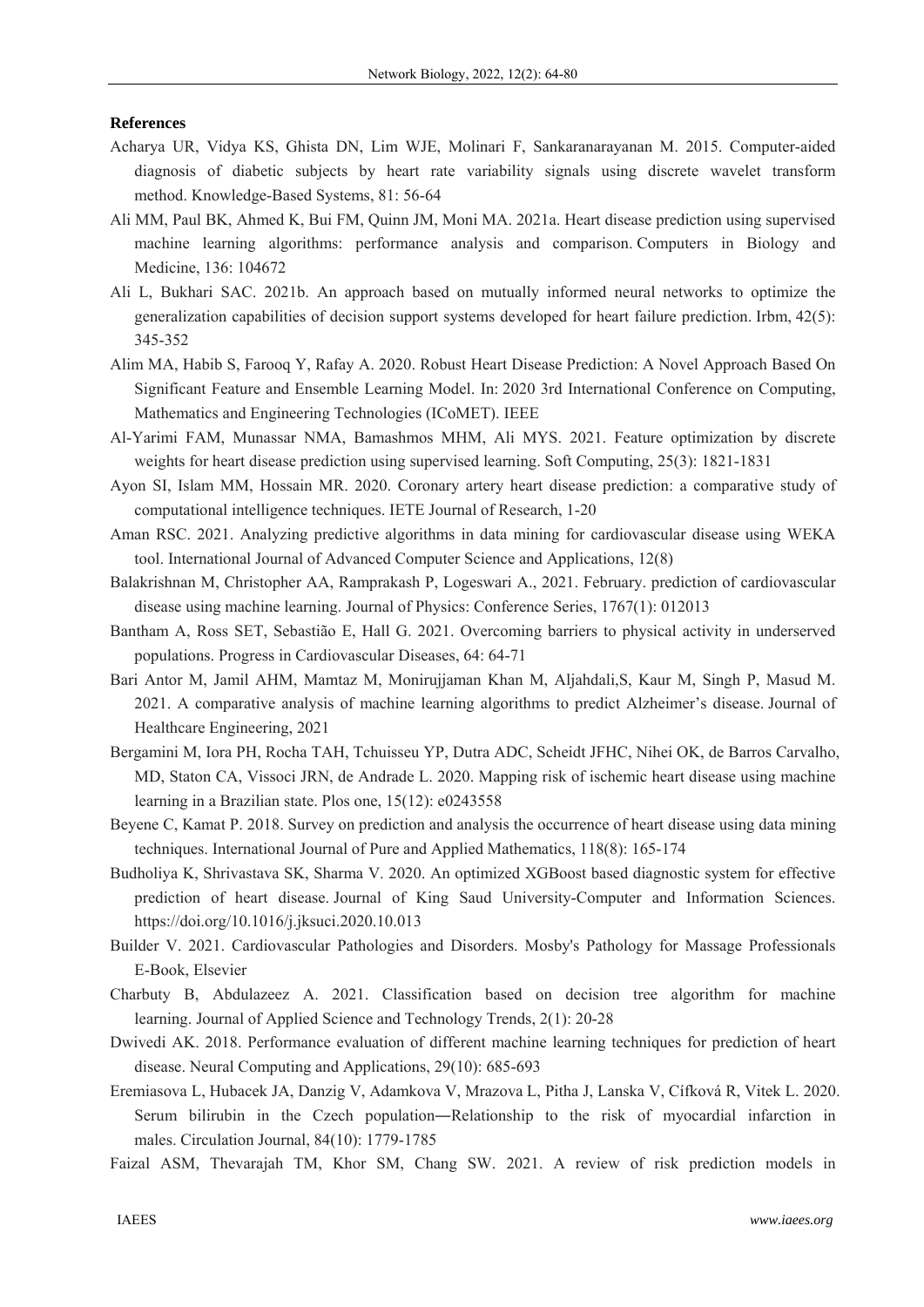**References**

Acharya UR, Vidya KS, Ghista DN, Lim WJE, Molinari F, Sankaranarayanan M. 2015. Computer-aided diagnosis of diabetic subjects by heart rate variability signals using discrete wavelet transform method. Knowledge-Based Systems, 81: 56-64

Ali MM, Paul BK, Ahmed K, Bui FM, Quinn JM, Moni MA. 2021a. Heart disease prediction using supervised machine learning algorithms: performance analysis and comparison. Computers in Biology and Medicine, 136: 104672

Ali L, Bukhari SAC. 2021b. An approach based on mutually informed neural networks to optimize the generalization capabilities of decision support systems developed for heart failure prediction. Irbm, 42(5): 345-352

Alim MA, Habib S, Farooq Y, Rafay A. 2020. Robust Heart Disease Prediction: A Novel Approach Based On Significant Feature and Ensemble Learning Model. In: 2020 3rd International Conference on Computing, Mathematics and Engineering Technologies (ICoMET). IEEE

Al-Yarimi FAM, Munassar NMA, Bamashmos MHM, Ali MYS. 2021. Feature optimization by discrete weights for heart disease prediction using supervised learning. Soft Computing, 25(3): 1821-1831

Ayon SI, Islam MM, Hossain MR. 2020. Coronary artery heart disease prediction: a comparative study of computational intelligence techniques. IETE Journal of Research, 1-20

Aman RSC. 2021. Analyzing predictive algorithms in data mining for cardiovascular disease using WEKA tool. International Journal of Advanced Computer Science and Applications, 12(8)

Balakrishnan M, Christopher AA, Ramprakash P, Logeswari A., 2021. February. prediction of cardiovascular disease using machine learning. Journal of Physics: Conference Series, 1767(1): 012013

Bantham A, Ross SET, Sebastião E, Hall G. 2021. Overcoming barriers to physical activity in underserved populations. Progress in Cardiovascular Diseases, 64: 64-71

Bari Antor M, Jamil AHM, Mamtaz M, Monirujjaman Khan M, Aljahdali,S, Kaur M, Singh P, Masud M. 2021. A comparative analysis of machine learning algorithms to predict Alzheimer's disease. Journal of Healthcare Engineering, 2021

Bergamini M, Iora PH, Rocha TAH, Tchuisseu YP, Dutra ADC, Scheidt JFHC, Nihei OK, de Barros Carvalho, MD, Staton CA, Vissoci JRN, de Andrade L. 2020. Mapping risk of ischemic heart disease using machine learning in a Brazilian state. Plos one, 15(12): e0243558

Beyene C, Kamat P. 2018. Survey on prediction and analysis the occurrence of heart disease using data mining techniques. International Journal of Pure and Applied Mathematics, 118(8): 165-174

Budholiya K, Shrivastava SK, Sharma V. 2020. An optimized XGBoost based diagnostic system for effective prediction of heart disease. Journal of King Saud University-Computer and Information Sciences. https://doi.org/10.1016/j.jksuci.2020.10.013

Builder V. 2021. Cardiovascular Pathologies and Disorders. Mosby's Pathology for Massage Professionals E-Book, Elsevier

Charbuty B, Abdulazeez A. 2021. Classification based on decision tree algorithm for machine learning. Journal of Applied Science and Technology Trends, 2(1): 20-28

Dwivedi AK. 2018. Performance evaluation of different machine learning techniques for prediction of heart disease. Neural Computing and Applications, 29(10): 685-693

Eremiasova L, Hubacek JA, Danzig V, Adamkova V, Mrazova L, Pitha J, Lanska V, Cífková R, Vitek L. 2020. Serum bilirubin in the Czech population―Relationship to the risk of myocardial infarction in males. Circulation Journal, 84(10): 1779-1785

Faizal ASM, Thevarajah TM, Khor SM, Chang SW. 2021. A review of risk prediction models in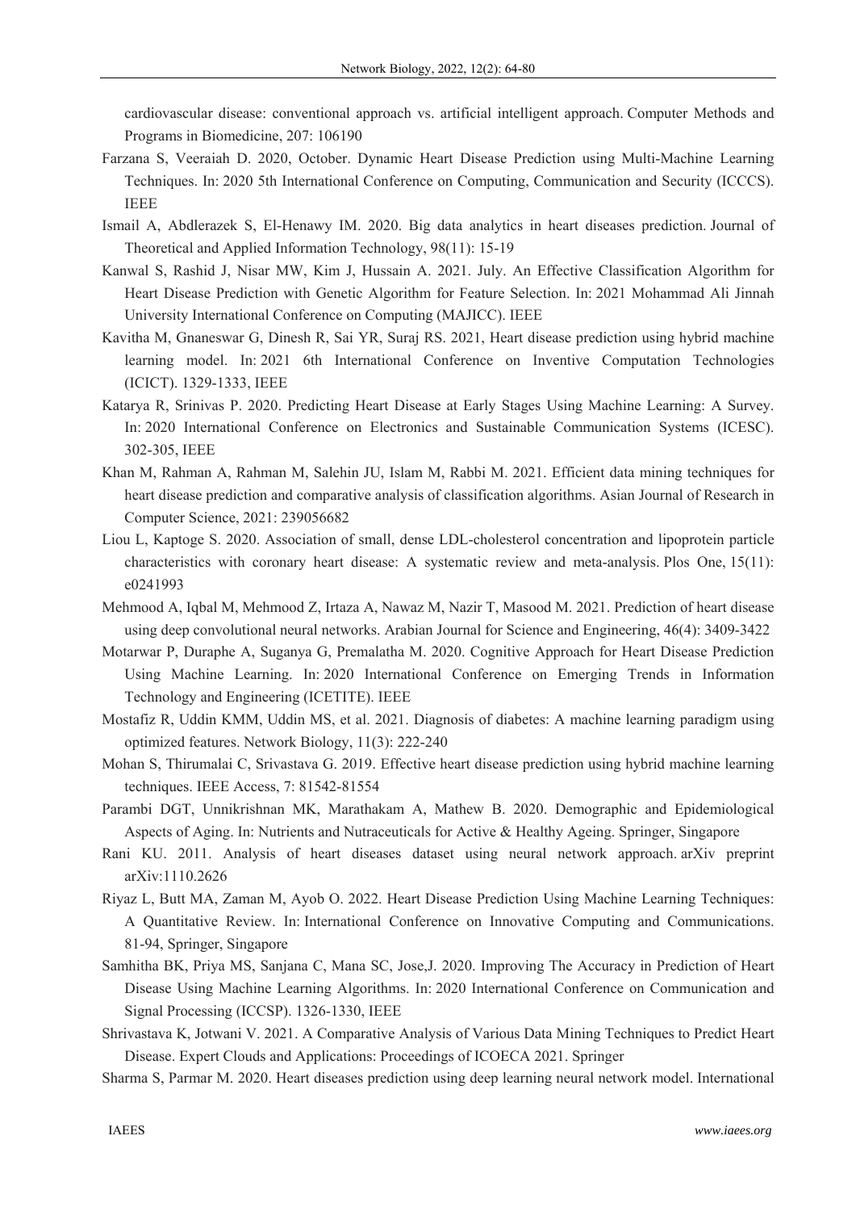cardiovascular disease: conventional approach vs. artificial intelligent approach. Computer Methods and Programs in Biomedicine, 207: 106190

Farzana S, Veeraiah D. 2020, October. Dynamic Heart Disease Prediction using Multi-Machine Learning Techniques. In: 2020 5th International Conference on Computing, Communication and Security (ICCCS). IEEE

Ismail A, Abdlerazek S, El-Henawy IM. 2020. Big data analytics in heart diseases prediction. Journal of Theoretical and Applied Information Technology, 98(11): 15-19

Kanwal S, Rashid J, Nisar MW, Kim J, Hussain A. 2021. July. An Effective Classification Algorithm for Heart Disease Prediction with Genetic Algorithm for Feature Selection. In: 2021 Mohammad Ali Jinnah University International Conference on Computing (MAJICC). IEEE

Kavitha M, Gnaneswar G, Dinesh R, Sai YR, Suraj RS. 2021, Heart disease prediction using hybrid machine learning model. In: 2021 6th International Conference on Inventive Computation Technologies (ICICT). 1329-1333, IEEE

Katarya R, Srinivas P. 2020. Predicting Heart Disease at Early Stages Using Machine Learning: A Survey. In: 2020 International Conference on Electronics and Sustainable Communication Systems (ICESC). 302-305, IEEE

Khan M, Rahman A, Rahman M, Salehin JU, Islam M, Rabbi M. 2021. Efficient data mining techniques for heart disease prediction and comparative analysis of classification algorithms. Asian Journal of Research in Computer Science, 2021: 239056682

Liou L, Kaptoge S. 2020. Association of small, dense LDL-cholesterol concentration and lipoprotein particle characteristics with coronary heart disease: A systematic review and meta-analysis. Plos One, 15(11): e0241993

Mehmood A, Iqbal M, Mehmood Z, Irtaza A, Nawaz M, Nazir T, Masood M. 2021. Prediction of heart disease using deep convolutional neural networks. Arabian Journal for Science and Engineering, 46(4): 3409-3422

Motarwar P, Duraphe A, Suganya G, Premalatha M. 2020. Cognitive Approach for Heart Disease Prediction Using Machine Learning. In: 2020 International Conference on Emerging Trends in Information Technology and Engineering (ICETITE). IEEE

Mostafiz R, Uddin KMM, Uddin MS, et al. 2021. Diagnosis of diabetes: A machine learning paradigm using optimized features. Network Biology, 11(3): 222-240

Mohan S, Thirumalai C, Srivastava G. 2019. Effective heart disease prediction using hybrid machine learning techniques. IEEE Access, 7: 81542-81554

Parambi DGT, Unnikrishnan MK, Marathakam A, Mathew B. 2020. Demographic and Epidemiological Aspects of Aging. In: Nutrients and Nutraceuticals for Active & Healthy Ageing. Springer, Singapore

Rani KU. 2011. Analysis of heart diseases dataset using neural network approach. arXiv preprint arXiv:1110.2626

Riyaz L, Butt MA, Zaman M, Ayob O. 2022. Heart Disease Prediction Using Machine Learning Techniques: A Quantitative Review. In: International Conference on Innovative Computing and Communications. 81-94, Springer, Singapore

Samhitha BK, Priya MS, Sanjana C, Mana SC, Jose,J. 2020. Improving The Accuracy in Prediction of Heart Disease Using Machine Learning Algorithms. In: 2020 International Conference on Communication and Signal Processing (ICCSP). 1326-1330, IEEE

Shrivastava K, Jotwani V. 2021. A Comparative Analysis of Various Data Mining Techniques to Predict Heart Disease. Expert Clouds and Applications: Proceedings of ICOECA 2021. Springer

Sharma S, Parmar M. 2020. Heart diseases prediction using deep learning neural network model. International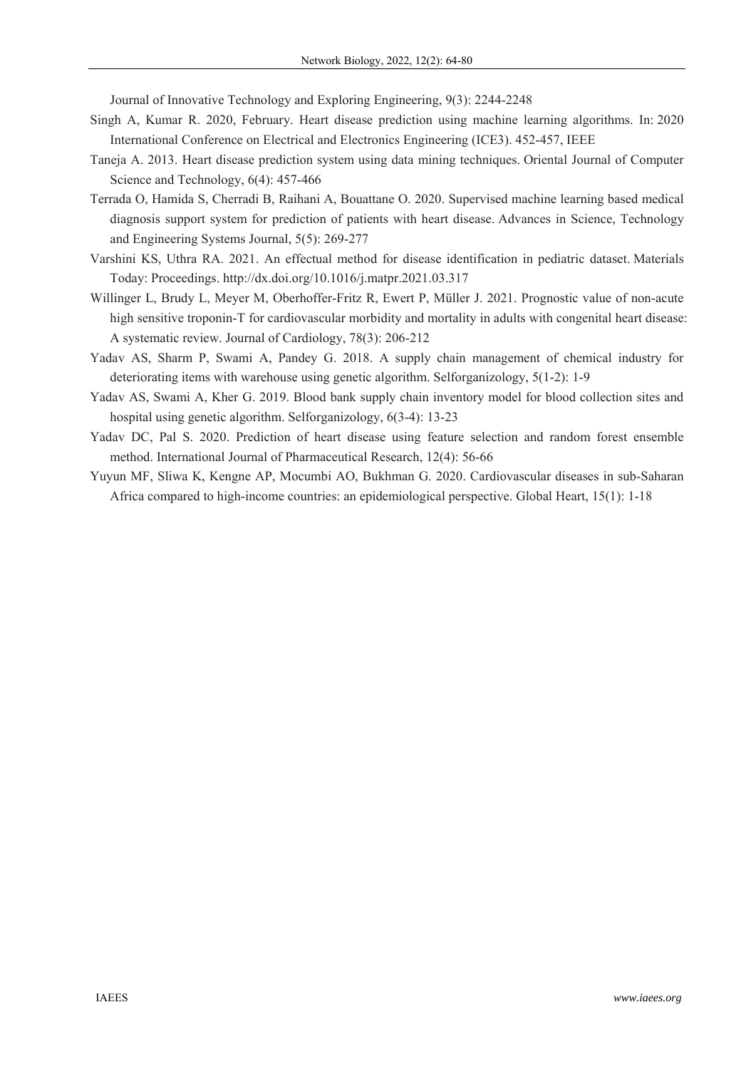Journal of Innovative Technology and Exploring Engineering, 9(3): 2244-2248

Singh A, Kumar R. 2020, February. Heart disease prediction using machine learning algorithms. In: 2020 International Conference on Electrical and Electronics Engineering (ICE3). 452-457, IEEE

Taneja A. 2013. Heart disease prediction system using data mining techniques. Oriental Journal of Computer Science and Technology, 6(4): 457-466

Terrada O, Hamida S, Cherradi B, Raihani A, Bouattane O. 2020. Supervised machine learning based medical diagnosis support system for prediction of patients with heart disease. Advances in Science, Technology and Engineering Systems Journal, 5(5): 269-277

Varshini KS, Uthra RA. 2021. An effectual method for disease identification in pediatric dataset. Materials Today: Proceedings. http://dx.doi.org/10.1016/j.matpr.2021.03.317

Willinger L, Brudy L, Meyer M, Oberhoffer-Fritz R, Ewert P, Müller J. 2021. Prognostic value of non-acute high sensitive troponin-T for cardiovascular morbidity and mortality in adults with congenital heart disease: A systematic review. Journal of Cardiology, 78(3): 206-212

Yadav AS, Sharm P, Swami A, Pandey G. 2018. A supply chain management of chemical industry for deteriorating items with warehouse using genetic algorithm. Selforganizology, 5(1-2): 1-9

Yadav AS, Swami A, Kher G. 2019. Blood bank supply chain inventory model for blood collection sites and hospital using genetic algorithm. Selforganizology, 6(3-4): 13-23

Yadav DC, Pal S. 2020. Prediction of heart disease using feature selection and random forest ensemble method. International Journal of Pharmaceutical Research, 12(4): 56-66

Yuyun MF, Sliwa K, Kengne AP, Mocumbi AO, Bukhman G. 2020. Cardiovascular diseases in sub-Saharan Africa compared to high-income countries: an epidemiological perspective. Global Heart, 15(1): 1-18